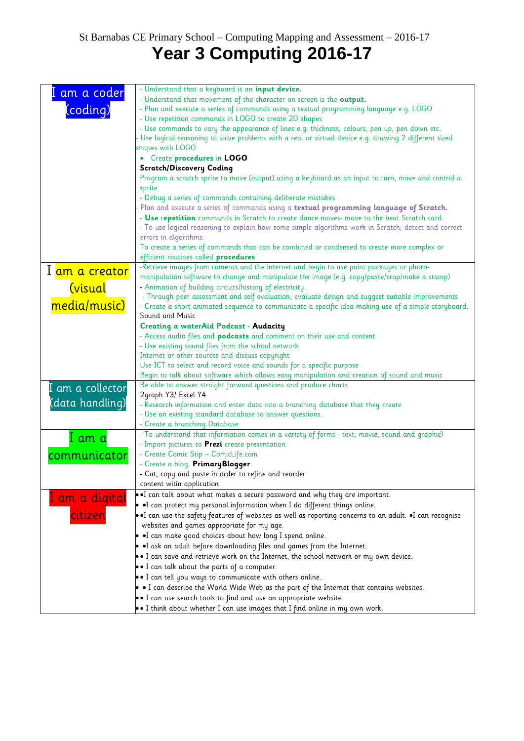St Barnabas CE Primary School – Computing Mapping and Assessment – 2016-17

# Year 3 Computing 2016-17

| | |
|---|---|
| I am a coder (coding) | - Understand that a keyboard is an **input device.**<br>- Understand that movement of the character on screen is the **output.**<br>- Plan and execute a series of commands using a textual programming language e.g. LOGO<br>- Use repetition commands in LOGO to create 2D shapes<br>- Use commands to vary the appearance of lines e.g. thickness, colours, pen up, pen down etc.<br>- Use logical reasoning to solve problems with a real or virtual device e.g. drawing 2 different sized shapes with LOGO<br>• Create **procedures** in **LOGO**<br>**Scratch/Discovery Coding**<br>Program a scratch sprite to move (output) using a keyboard as an input to turn, move and control a sprite<br>- Debug a series of commands containing deliberate mistakes<br>Plan and execute a series of commands using a **textual programming language of Scratch.**<br>**- Use** r**epetition** commands in Scratch to create dance moves- move to the beat Scratch card.<br>- To use logical reasoning to explain how some simple algorithms work in Scratch; detect and correct errors in algorithms.<br>To create a series of commands that can be combined or condensed to create more complex or efficient routines called **procedures** |
| I am a creator (visual media/music) | -Retrieve images from cameras and the internet and begin to use paint packages or photo-manipulation software to change and manipulate the image (e.g. copy/paste/crop/make a stamp)<br>- Animation of building circuits/history of electricity.<br>- Through peer assessment and self evaluation, evaluate design and suggest suitable improvements<br>- Create a short animated sequence to communicate a specific idea making use of a simple storyboard.<br>Sound and Music<br>**Creating a waterAid Podcast** - **Audacity**<br>- Access audio files and **podcasts** and comment on their use and content<br>- Use existing sound files from the school network<br>Internet or other sources and discuss copyright<br>Use ICT to select and record voice and sounds for a specific purpose<br>Begin to talk about software which allows easy manipulation and creation of sound and music |
| I am a collector (data handling) | Be able to answer straight forward questions and produce charts<br>2graph Y3/ Excel Y4<br>- Research information and enter data into a branching database that they create<br>- Use an existing standard database to answer questions.<br>- Create a branching Database |
| I am a communicator | - To understand that information comes in a variety of forms - text, movie, sound and graphic)<br>- Import pictures to **Prezi** create presentation<br>- Create Comic Stip – ComicLife.com<br>- Create a blog. **PrimaryBlogger**<br>- Cut, copy and paste in order to refine and reorder content witin application |
| I am a digital citizen | • •I can talk about what makes a secure password and why they are important.<br>• •I can protect my personal information when I do different things online.<br>• •I can use the safety features of websites as well as reporting concerns to an adult. •I can recognise websites and games appropriate for my age.<br>• •I can make good choices about how long I spend online.<br>• •I ask an adult before downloading files and games from the Internet.<br>• • I can save and retrieve work on the Internet, the school network or my own device.<br>• • I can talk about the parts of a computer.<br>• • I can tell you ways to communicate with others online.<br>• • I can describe the World Wide Web as the part of the Internet that contains websites.<br>• • I can use search tools to find and use an appropriate website.<br>• • I think about whether I can use images that I find online in my own work. |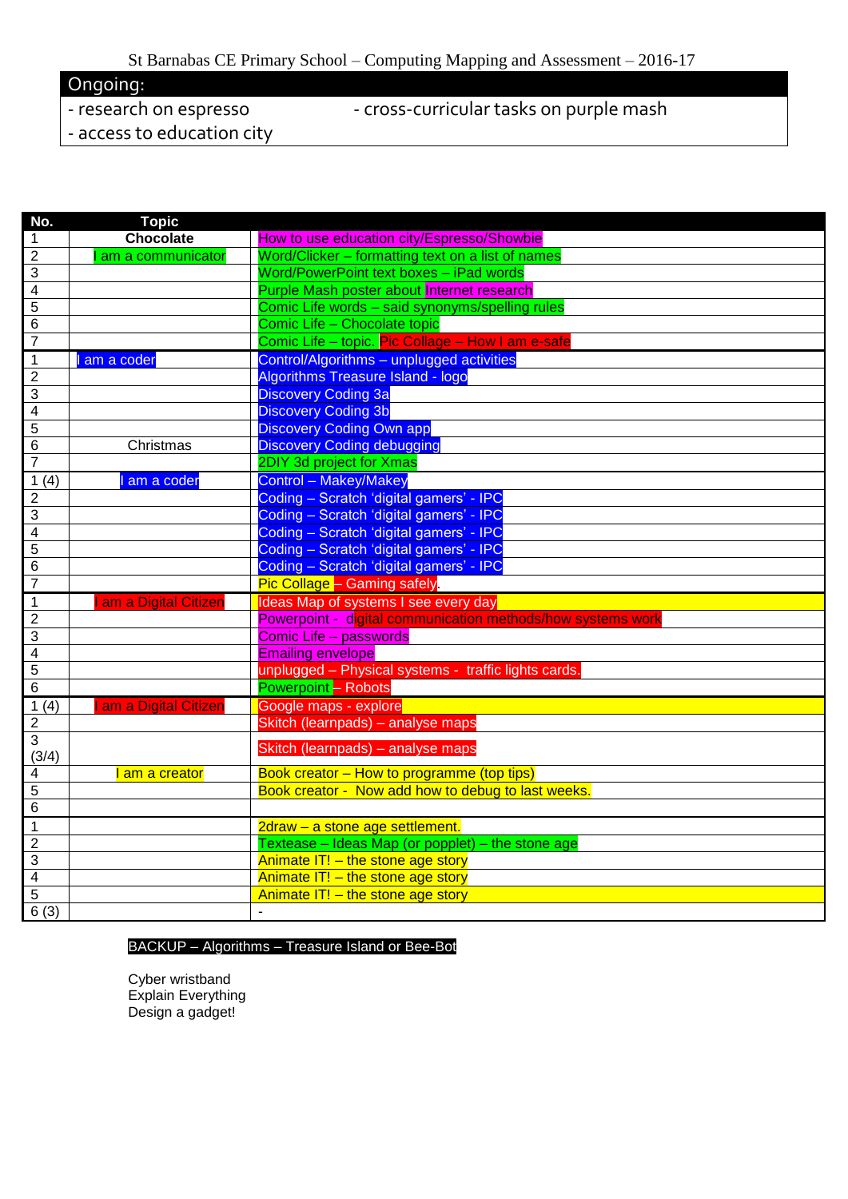St Barnabas CE Primary School – Computing Mapping and Assessment – 2016-17

**Ongoing:**

- research on espresso
- access to education city
- cross-curricular tasks on purple mash

| No. | Topic | |
|---|---|---|
| 1 | **Chocolate** | How to use education city/Espresso/Showbie |
| 2 | I am a communicator | Word/Clicker – formatting text on a list of names |
| 3 | | Word/PowerPoint text boxes – iPad words |
| 4 | | Purple Mash poster about Internet research |
| 5 | | Comic Life words – said synonyms/spelling rules |
| 6 | | Comic Life – Chocolate topic |
| 7 | | Comic Life – topic. Pic Collage – How I am e-safe |
| 1 | I am a coder | Control/Algorithms – unplugged activities |
| 2 | | Algorithms Treasure Island - logo |
| 3 | | Discovery Coding 3a |
| 4 | | Discovery Coding 3b |
| 5 | | Discovery Coding Own app |
| 6 | Christmas | Discovery Coding debugging |
| 7 | | 2DIY 3d project for Xmas |
| 1 (4) | I am a coder | Control – Makey/Makey |
| 2 | | Coding – Scratch 'digital gamers' - IPC |
| 3 | | Coding – Scratch 'digital gamers' - IPC |
| 4 | | Coding – Scratch 'digital gamers' - IPC |
| 5 | | Coding – Scratch 'digital gamers' - IPC |
| 6 | | Coding – Scratch 'digital gamers' - IPC |
| 7 | | Pic Collage – Gaming safely. |
| 1 | I am a Digital Citizen | Ideas Map of systems I see every day |
| 2 | | Powerpoint - digital communication methods/how systems work |
| 3 | | Comic Life – passwords |
| 4 | | Emailing envelope |
| 5 | | unplugged – Physical systems - traffic lights cards. |
| 6 | | Powerpoint – Robots |
| 1 (4) | I am a Digital Citizen | Google maps - explore |
| 2 | | Skitch (learnpads) – analyse maps |
| 3 (3/4) | | Skitch (learnpads) – analyse maps |
| 4 | I am a creator | Book creator – How to programme (top tips) |
| 5 | | Book creator - Now add how to debug to last weeks. |
| 6 | | |
| 1 | | 2draw – a stone age settlement. |
| 2 | | Textease – Ideas Map (or popplet) – the stone age |
| 3 | | Animate IT! – the stone age story |
| 4 | | Animate IT! – the stone age story |
| 5 | | Animate IT! – the stone age story |
| 6 (3) | | - |

BACKUP – Algorithms – Treasure Island or Bee-Bot

Cyber wristband
Explain Everything
Design a gadget!